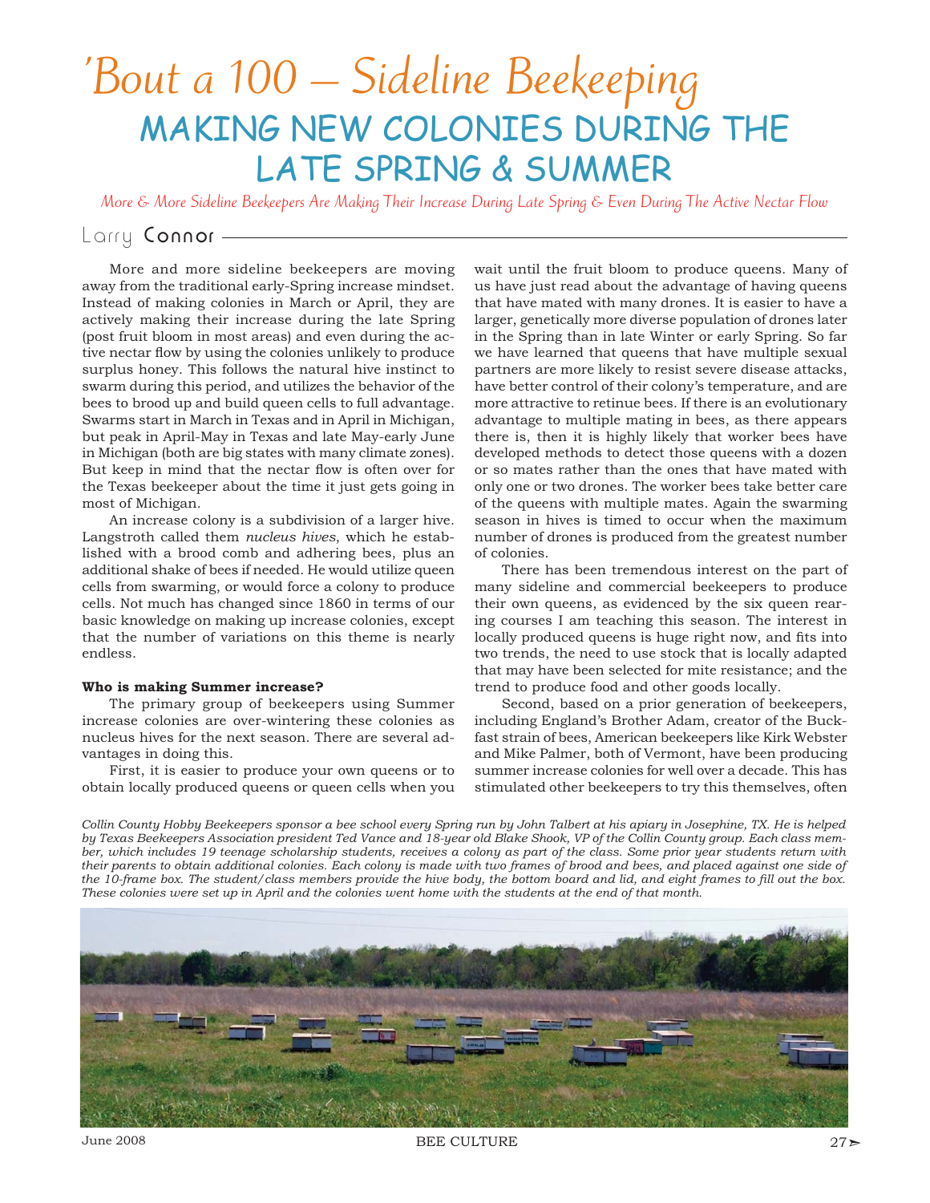# 'Bout a 100 – Sideline Beekeeping

## MAKING NEW COLONIES DURING THE LATE SPRING & SUMMER

*More & More Sideline Beekeepers Are Making Their Increase During Late Spring & Even During The Active Nectar Flow*

Larry Connor

More and more sideline beekeepers are moving away from the traditional early-Spring increase mindset. Instead of making colonies in March or April, they are actively making their increase during the late Spring (post fruit bloom in most areas) and even during the active nectar flow by using the colonies unlikely to produce surplus honey. This follows the natural hive instinct to swarm during this period, and utilizes the behavior of the bees to brood up and build queen cells to full advantage. Swarms start in March in Texas and in April in Michigan, but peak in April-May in Texas and late May-early June in Michigan (both are big states with many climate zones). But keep in mind that the nectar flow is often over for the Texas beekeeper about the time it just gets going in most of Michigan.

An increase colony is a subdivision of a larger hive. Langstroth called them *nucleus hives*, which he established with a brood comb and adhering bees, plus an additional shake of bees if needed. He would utilize queen cells from swarming, or would force a colony to produce cells. Not much has changed since 1860 in terms of our basic knowledge on making up increase colonies, except that the number of variations on this theme is nearly endless.

**Who is making Summer increase?**

The primary group of beekeepers using Summer increase colonies are over-wintering these colonies as nucleus hives for the next season. There are several advantages in doing this.

First, it is easier to produce your own queens or to obtain locally produced queens or queen cells when you wait until the fruit bloom to produce queens. Many of us have just read about the advantage of having queens that have mated with many drones. It is easier to have a larger, genetically more diverse population of drones later in the Spring than in late Winter or early Spring. So far we have learned that queens that have multiple sexual partners are more likely to resist severe disease attacks, have better control of their colony's temperature, and are more attractive to retinue bees. If there is an evolutionary advantage to multiple mating in bees, as there appears there is, then it is highly likely that worker bees have developed methods to detect those queens with a dozen or so mates rather than the ones that have mated with only one or two drones. The worker bees take better care of the queens with multiple mates. Again the swarming season in hives is timed to occur when the maximum number of drones is produced from the greatest number of colonies.

There has been tremendous interest on the part of many sideline and commercial beekeepers to produce their own queens, as evidenced by the six queen rearing courses I am teaching this season. The interest in locally produced queens is huge right now, and fits into two trends, the need to use stock that is locally adapted that may have been selected for mite resistance; and the trend to produce food and other goods locally.

Second, based on a prior generation of beekeepers, including England's Brother Adam, creator of the Buckfast strain of bees, American beekeepers like Kirk Webster and Mike Palmer, both of Vermont, have been producing summer increase colonies for well over a decade. This has stimulated other beekeepers to try this themselves, often

*Collin County Hobby Beekeepers sponsor a bee school every Spring run by John Talbert at his apiary in Josephine, TX. He is helped by Texas Beekeepers Association president Ted Vance and 18-year old Blake Shook, VP of the Collin County group. Each class member, which includes 19 teenage scholarship students, receives a colony as part of the class. Some prior year students return with their parents to obtain additional colonies. Each colony is made with two frames of brood and bees, and placed against one side of the 10-frame box. The student/class members provide the hive body, the bottom board and lid, and eight frames to fill out the box. These colonies were set up in April and the colonies went home with the students at the end of that month.*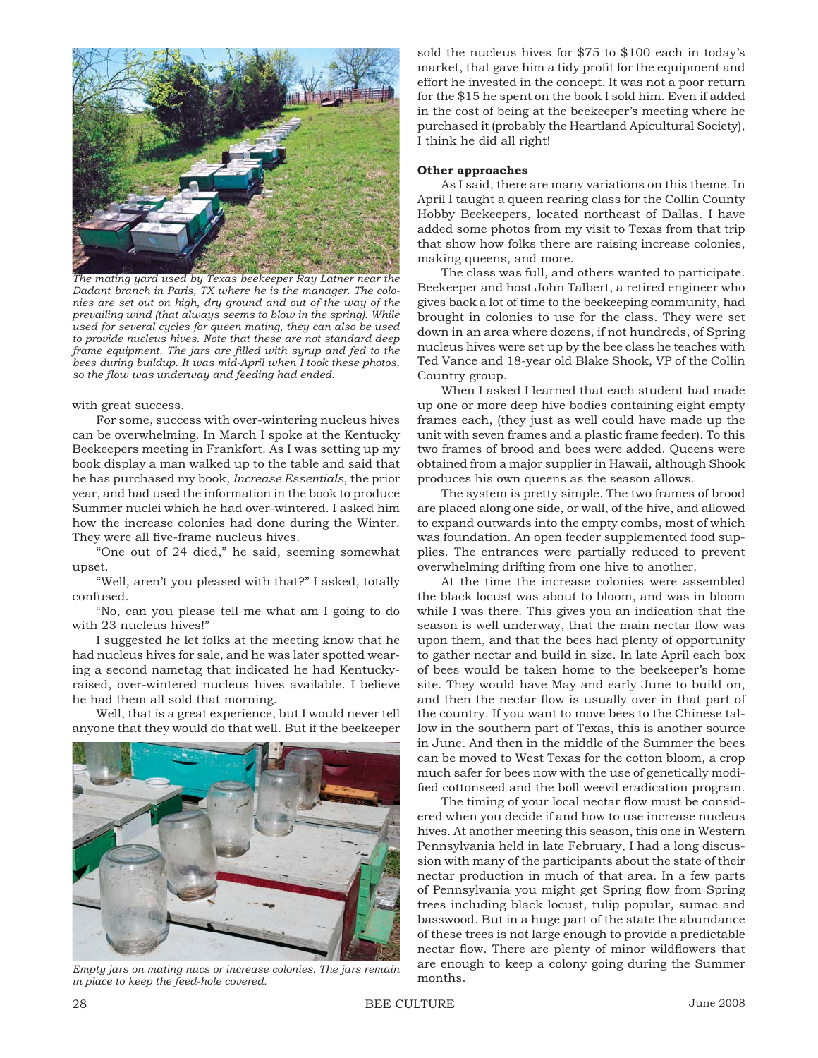The mating yard used by Texas beekeeper Ray Latner near the Dadant branch in Paris, TX where he is the manager. The colonies are set out on high, dry ground and out of the way of the prevailing wind (that always seems to blow in the spring). While used for several cycles for queen mating, they can also be used to provide nucleus hives. Note that these are not standard deep frame equipment. The jars are filled with syrup and fed to the bees during buildup. It was mid-April when I took these photos, so the flow was underway and feeding had ended.

with great success.

For some, success with over-wintering nucleus hives can be overwhelming. In March I spoke at the Kentucky Beekeepers meeting in Frankfort. As I was setting up my book display a man walked up to the table and said that he has purchased my book, *Increase Essentials*, the prior year, and had used the information in the book to produce Summer nuclei which he had over-wintered. I asked him how the increase colonies had done during the Winter. They were all five-frame nucleus hives.

"One out of 24 died," he said, seeming somewhat upset.

"Well, aren't you pleased with that?" I asked, totally confused.

"No, can you please tell me what am I going to do with 23 nucleus hives!"

I suggested he let folks at the meeting know that he had nucleus hives for sale, and he was later spotted wearing a second nametag that indicated he had Kentucky-raised, over-wintered nucleus hives available. I believe he had them all sold that morning.

Well, that is a great experience, but I would never tell anyone that they would do that well. But if the beekeeper sold the nucleus hives for $75 to $100 each in today's market, that gave him a tidy profit for the equipment and effort he invested in the concept. It was not a poor return for the $15 he spent on the book I sold him. Even if added in the cost of being at the beekeeper's meeting where he purchased it (probably the Heartland Apicultural Society), I think he did all right!

Empty jars on mating nucs or increase colonies. The jars remain in place to keep the feed-hole covered.

**Other approaches**

As I said, there are many variations on this theme. In April I taught a queen rearing class for the Collin County Hobby Beekeepers, located northeast of Dallas. I have added some photos from my visit to Texas from that trip that show how folks there are raising increase colonies, making queens, and more.

The class was full, and others wanted to participate. Beekeeper and host John Talbert, a retired engineer who gives back a lot of time to the beekeeping community, had brought in colonies to use for the class. They were set down in an area where dozens, if not hundreds, of Spring nucleus hives were set up by the bee class he teaches with Ted Vance and 18-year old Blake Shook, VP of the Collin Country group.

When I asked I learned that each student had made up one or more deep hive bodies containing eight empty frames each, (they just as well could have made up the unit with seven frames and a plastic frame feeder). To this two frames of brood and bees were added. Queens were obtained from a major supplier in Hawaii, although Shook produces his own queens as the season allows.

The system is pretty simple. The two frames of brood are placed along one side, or wall, of the hive, and allowed to expand outwards into the empty combs, most of which was foundation. An open feeder supplemented food supplies. The entrances were partially reduced to prevent overwhelming drifting from one hive to another.

At the time the increase colonies were assembled the black locust was about to bloom, and was in bloom while I was there. This gives you an indication that the season is well underway, that the main nectar flow was upon them, and that the bees had plenty of opportunity to gather nectar and build in size. In late April each box of bees would be taken home to the beekeeper's home site. They would have May and early June to build on, and then the nectar flow is usually over in that part of the country. If you want to move bees to the Chinese tallow in the southern part of Texas, this is another source in June. And then in the middle of the Summer the bees can be moved to West Texas for the cotton bloom, a crop much safer for bees now with the use of genetically modified cottonseed and the boll weevil eradication program.

The timing of your local nectar flow must be considered when you decide if and how to use increase nucleus hives. At another meeting this season, this one in Western Pennsylvania held in late February, I had a long discussion with many of the participants about the state of their nectar production in much of that area. In a few parts of Pennsylvania you might get Spring flow from Spring trees including black locust, tulip popular, sumac and basswood. But in a huge part of the state the abundance of these trees is not large enough to provide a predictable nectar flow. There are plenty of minor wildflowers that are enough to keep a colony going during the Summer months.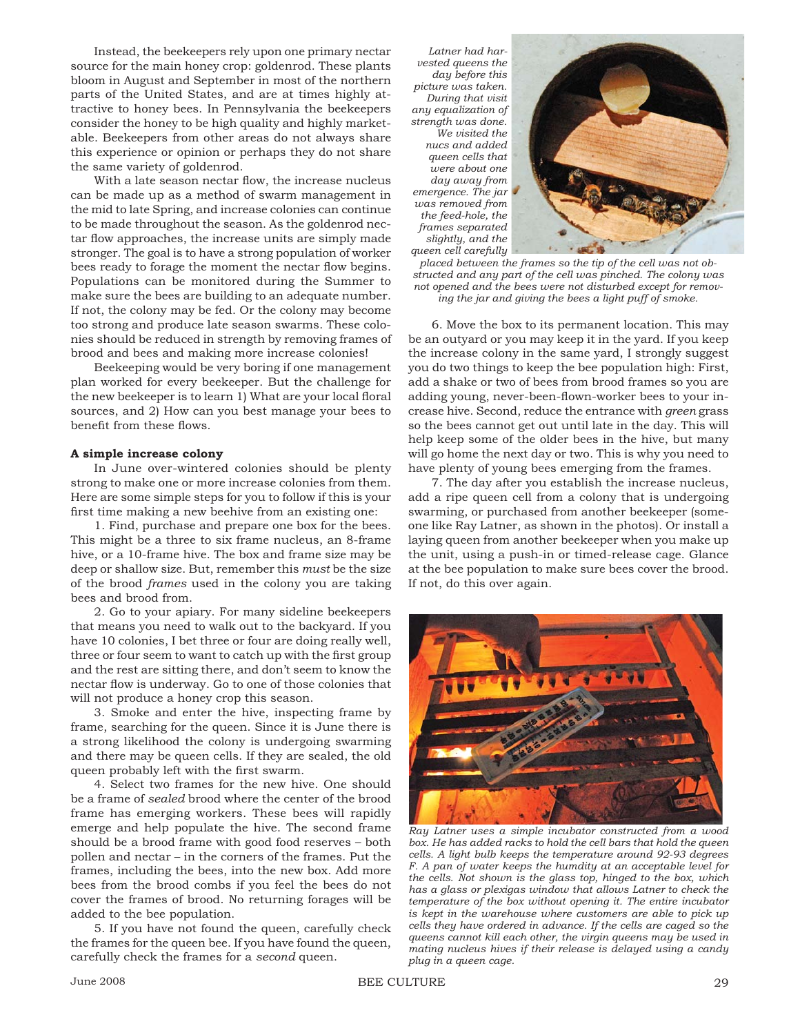Instead, the beekeepers rely upon one primary nectar source for the main honey crop: goldenrod. These plants bloom in August and September in most of the northern parts of the United States, and are at times highly attractive to honey bees. In Pennsylvania the beekeepers consider the honey to be high quality and highly marketable. Beekeepers from other areas do not always share this experience or opinion or perhaps they do not share the same variety of goldenrod.

With a late season nectar flow, the increase nucleus can be made up as a method of swarm management in the mid to late Spring, and increase colonies can continue to be made throughout the season. As the goldenrod nectar flow approaches, the increase units are simply made stronger. The goal is to have a strong population of worker bees ready to forage the moment the nectar flow begins. Populations can be monitored during the Summer to make sure the bees are building to an adequate number. If not, the colony may be fed. Or the colony may become too strong and produce late season swarms. These colonies should be reduced in strength by removing frames of brood and bees and making more increase colonies!

Beekeeping would be very boring if one management plan worked for every beekeeper. But the challenge for the new beekeeper is to learn 1) What are your local floral sources, and 2) How can you best manage your bees to benefit from these flows.

**A simple increase colony**

In June over-wintered colonies should be plenty strong to make one or more increase colonies from them. Here are some simple steps for you to follow if this is your first time making a new beehive from an existing one:

1. Find, purchase and prepare one box for the bees. This might be a three to six frame nucleus, an 8-frame hive, or a 10-frame hive. The box and frame size may be deep or shallow size. But, remember this *must* be the size of the brood *frames* used in the colony you are taking bees and brood from.

2. Go to your apiary. For many sideline beekeepers that means you need to walk out to the backyard. If you have 10 colonies, I bet three or four are doing really well, three or four seem to want to catch up with the first group and the rest are sitting there, and don't seem to know the nectar flow is underway. Go to one of those colonies that will not produce a honey crop this season.

3. Smoke and enter the hive, inspecting frame by frame, searching for the queen. Since it is June there is a strong likelihood the colony is undergoing swarming and there may be queen cells. If they are sealed, the old queen probably left with the first swarm.

4. Select two frames for the new hive. One should be a frame of *sealed* brood where the center of the brood frame has emerging workers. These bees will rapidly emerge and help populate the hive. The second frame should be a brood frame with good food reserves – both pollen and nectar – in the corners of the frames. Put the frames, including the bees, into the new box. Add more bees from the brood combs if you feel the bees do not cover the frames of brood. No returning forages will be added to the bee population.

5. If you have not found the queen, carefully check the frames for the queen bee. If you have found the queen, carefully check the frames for a *second* queen.

*Latner had harvested queens the day before this picture was taken. During that visit any equalization of strength was done. We visited the nucs and added queen cells that were about one day away from emergence. The jar was removed from the feed-hole, the frames separated slightly, and the queen cell carefully placed between the frames so the tip of the cell was not obstructed and any part of the cell was pinched. The colony was not opened and the bees were not disturbed except for removing the jar and giving the bees a light puff of smoke.*

6. Move the box to its permanent location. This may be an outyard or you may keep it in the yard. If you keep the increase colony in the same yard, I strongly suggest you do two things to keep the bee population high: First, add a shake or two of bees from brood frames so you are adding young, never-been-flown-worker bees to your increase hive. Second, reduce the entrance with *green* grass so the bees cannot get out until late in the day. This will help keep some of the older bees in the hive, but many will go home the next day or two. This is why you need to have plenty of young bees emerging from the frames.

7. The day after you establish the increase nucleus, add a ripe queen cell from a colony that is undergoing swarming, or purchased from another beekeeper (someone like Ray Latner, as shown in the photos). Or install a laying queen from another beekeeper when you make up the unit, using a push-in or timed-release cage. Glance at the bee population to make sure bees cover the brood. If not, do this over again.

*Ray Latner uses a simple incubator constructed from a wood box. He has added racks to hold the cell bars that hold the queen cells. A light bulb keeps the temperature around 92-93 degrees F. A pan of water keeps the humdity at an acceptable level for the cells. Not shown is the glass top, hinged to the box, which has a glass or plexigas window that allows Latner to check the temperature of the box without opening it. The entire incubator is kept in the warehouse where customers are able to pick up cells they have ordered in advance. If the cells are caged so the queens cannot kill each other, the virgin queens may be used in mating nucleus hives if their release is delayed using a candy plug in a queen cage.*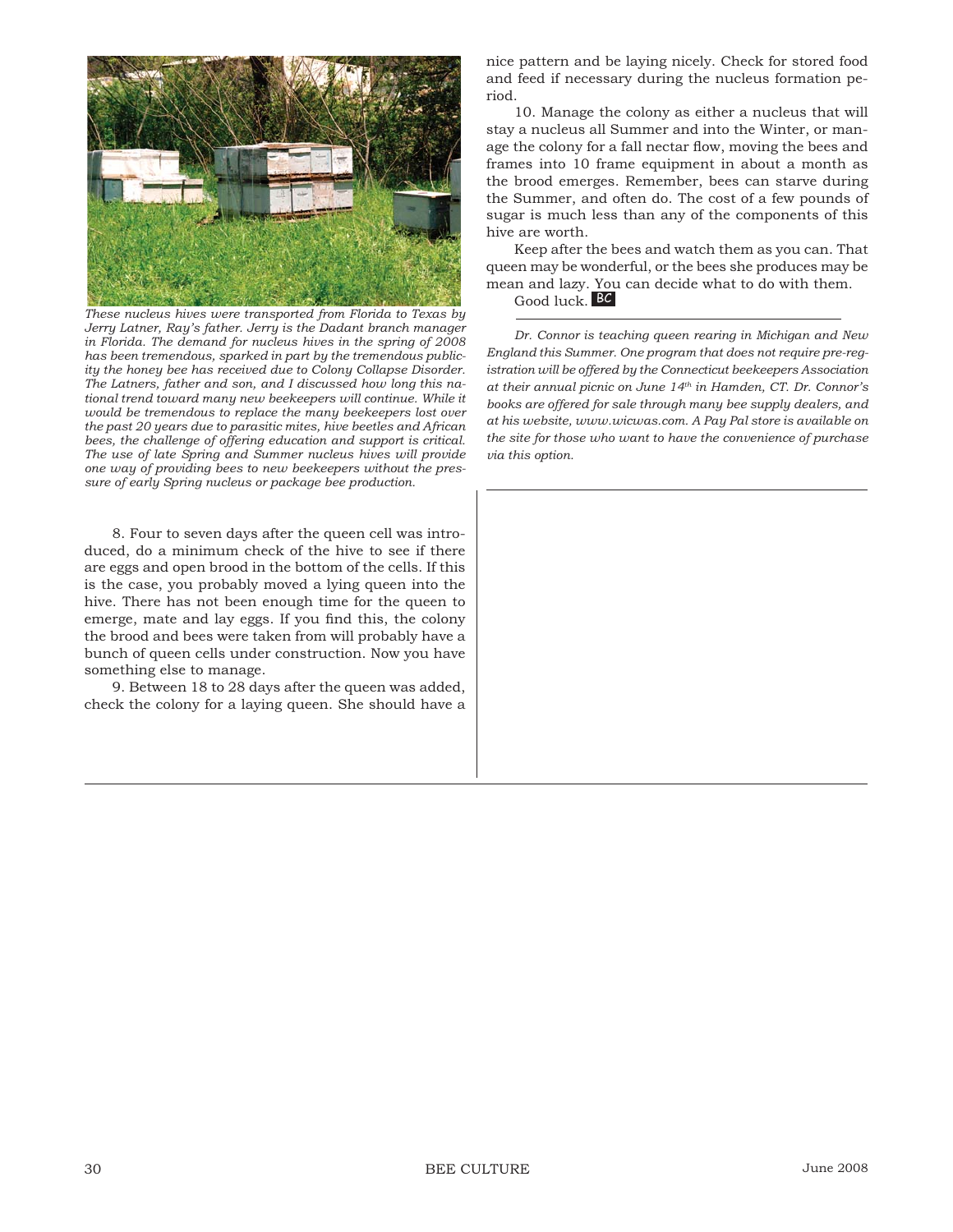These nucleus hives were transported from Florida to Texas by Jerry Latner, Ray's father. Jerry is the Dadant branch manager in Florida. The demand for nucleus hives in the spring of 2008 has been tremendous, sparked in part by the tremendous publicity the honey bee has received due to Colony Collapse Disorder. The Latners, father and son, and I discussed how long this national trend toward many new beekeepers will continue. While it would be tremendous to replace the many beekeepers lost over the past 20 years due to parasitic mites, hive beetles and African bees, the challenge of offering education and support is critical. The use of late Spring and Summer nucleus hives will provide one way of providing bees to new beekeepers without the pressure of early Spring nucleus or package bee production.

8. Four to seven days after the queen cell was introduced, do a minimum check of the hive to see if there are eggs and open brood in the bottom of the cells. If this is the case, you probably moved a lying queen into the hive. There has not been enough time for the queen to emerge, mate and lay eggs. If you find this, the colony the brood and bees were taken from will probably have a bunch of queen cells under construction. Now you have something else to manage.

9. Between 18 to 28 days after the queen was added, check the colony for a laying queen. She should have a nice pattern and be laying nicely. Check for stored food and feed if necessary during the nucleus formation period.

10. Manage the colony as either a nucleus that will stay a nucleus all Summer and into the Winter, or manage the colony for a fall nectar flow, moving the bees and frames into 10 frame equipment in about a month as the brood emerges. Remember, bees can starve during the Summer, and often do. The cost of a few pounds of sugar is much less than any of the components of this hive are worth.

Keep after the bees and watch them as you can. That queen may be wonderful, or the bees she produces may be mean and lazy. You can decide what to do with them.

Good luck. BC

---

*Dr. Connor is teaching queen rearing in Michigan and New England this Summer. One program that does not require pre-registration will be offered by the Connecticut beekeepers Association at their annual picnic on June 14th in Hamden, CT. Dr. Connor's books are offered for sale through many bee supply dealers, and at his website, www.wicwas.com. A Pay Pal store is available on the site for those who want to have the convenience of purchase via this option.*